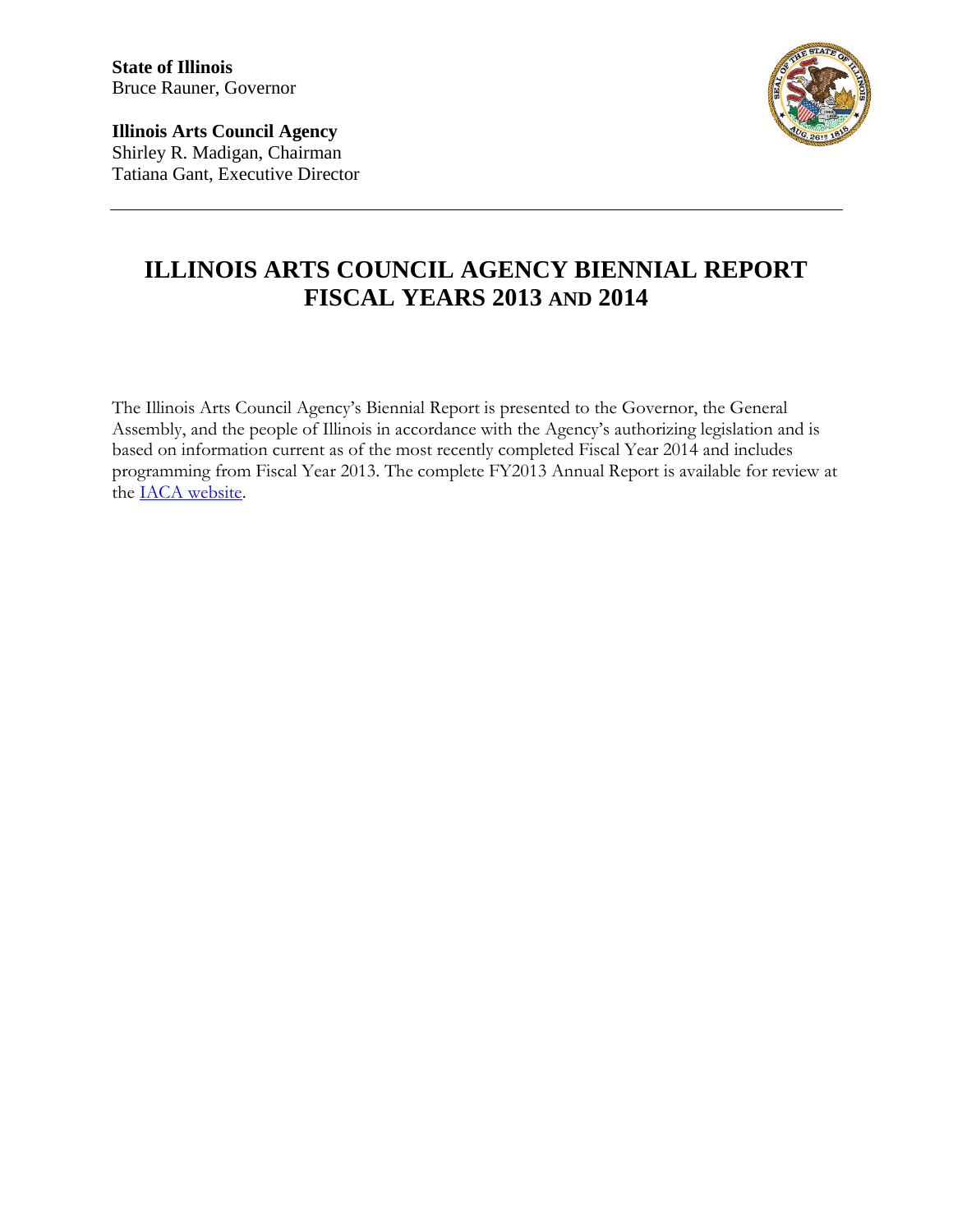**State of Illinois**
Bruce Rauner, Governor

**Illinois Arts Council Agency**
Shirley R. Madigan, Chairman
Tatiana Gant, Executive Director

---

# ILLINOIS ARTS COUNCIL AGENCY BIENNIAL REPORT FISCAL YEARS 2013 AND 2014

The Illinois Arts Council Agency's Biennial Report is presented to the Governor, the General Assembly, and the people of Illinois in accordance with the Agency's authorizing legislation and is based on information current as of the most recently completed Fiscal Year 2014 and includes programming from Fiscal Year 2013. The complete FY2013 Annual Report is available for review at the IACA website.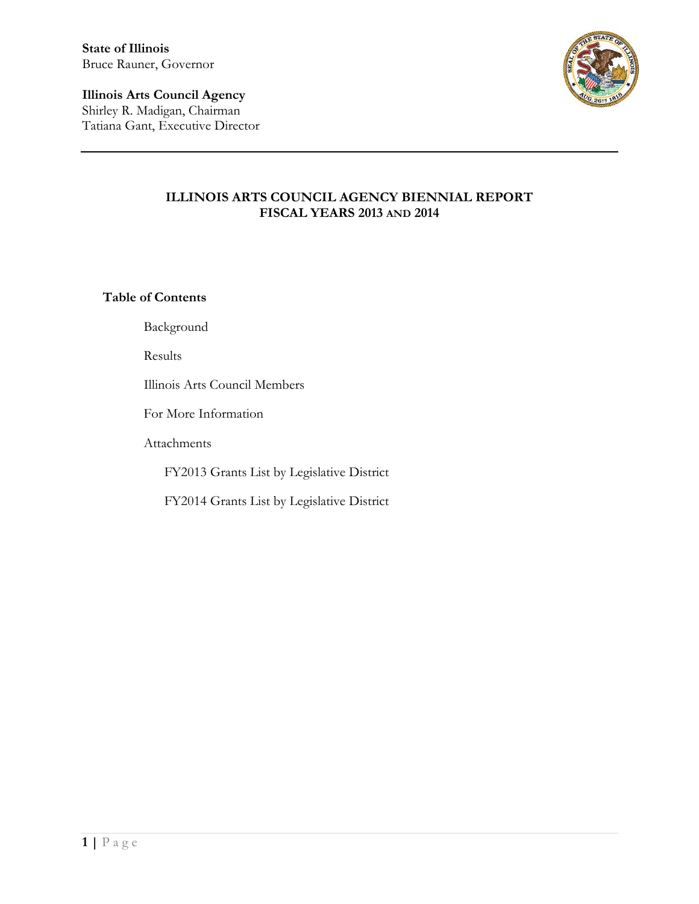**State of Illinois**
Bruce Rauner, Governor

**Illinois Arts Council Agency**
Shirley R. Madigan, Chairman
Tatiana Gant, Executive Director

---

# ILLINOIS ARTS COUNCIL AGENCY BIENNIAL REPORT
# FISCAL YEARS 2013 AND 2014

**Table of Contents**

- Background
- Results
- Illinois Arts Council Members
- For More Information
- Attachments
  - FY2013 Grants List by Legislative District
  - FY2014 Grants List by Legislative District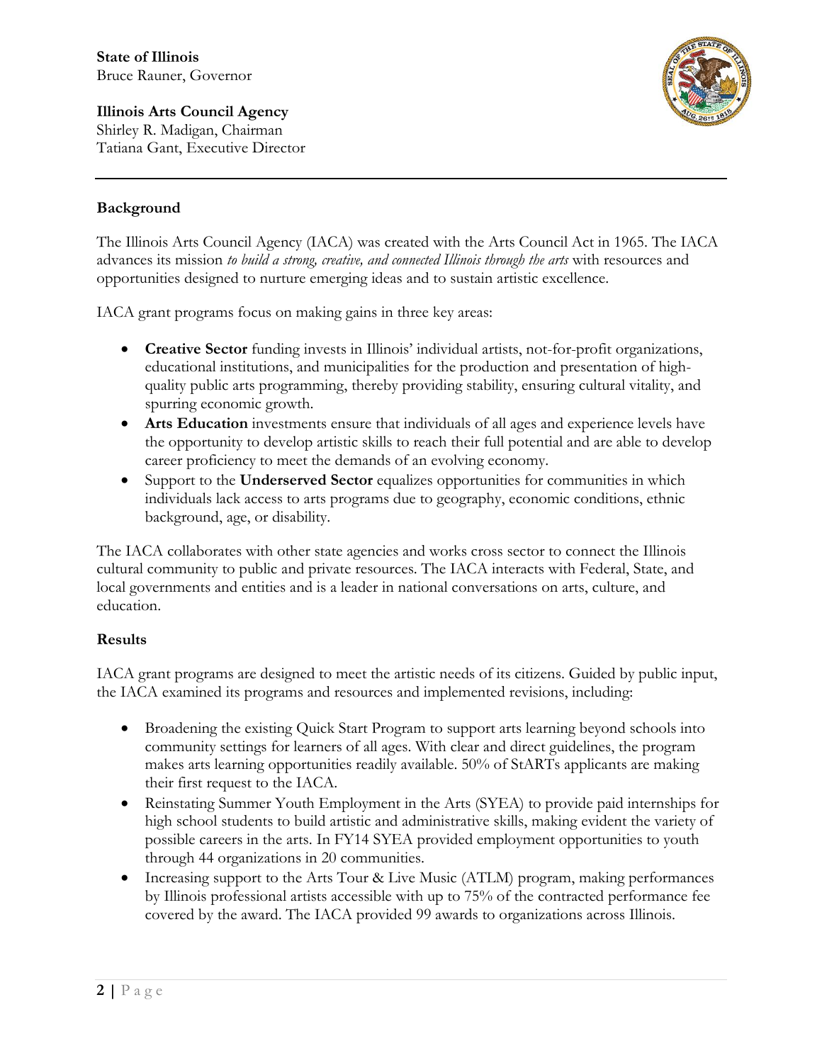**State of Illinois**
Bruce Rauner, Governor

**Illinois Arts Council Agency**
Shirley R. Madigan, Chairman
Tatiana Gant, Executive Director

### Background

The Illinois Arts Council Agency (IACA) was created with the Arts Council Act in 1965. The IACA advances its mission *to build a strong, creative, and connected Illinois through the arts* with resources and opportunities designed to nurture emerging ideas and to sustain artistic excellence.

IACA grant programs focus on making gains in three key areas:

- **Creative Sector** funding invests in Illinois' individual artists, not-for-profit organizations, educational institutions, and municipalities for the production and presentation of high-quality public arts programming, thereby providing stability, ensuring cultural vitality, and spurring economic growth.
- **Arts Education** investments ensure that individuals of all ages and experience levels have the opportunity to develop artistic skills to reach their full potential and are able to develop career proficiency to meet the demands of an evolving economy.
- Support to the **Underserved Sector** equalizes opportunities for communities in which individuals lack access to arts programs due to geography, economic conditions, ethnic background, age, or disability.

The IACA collaborates with other state agencies and works cross sector to connect the Illinois cultural community to public and private resources. The IACA interacts with Federal, State, and local governments and entities and is a leader in national conversations on arts, culture, and education.

### Results

IACA grant programs are designed to meet the artistic needs of its citizens. Guided by public input, the IACA examined its programs and resources and implemented revisions, including:

- Broadening the existing Quick Start Program to support arts learning beyond schools into community settings for learners of all ages. With clear and direct guidelines, the program makes arts learning opportunities readily available. 50% of StARTs applicants are making their first request to the IACA.
- Reinstating Summer Youth Employment in the Arts (SYEA) to provide paid internships for high school students to build artistic and administrative skills, making evident the variety of possible careers in the arts. In FY14 SYEA provided employment opportunities to youth through 44 organizations in 20 communities.
- Increasing support to the Arts Tour & Live Music (ATLM) program, making performances by Illinois professional artists accessible with up to 75% of the contracted performance fee covered by the award. The IACA provided 99 awards to organizations across Illinois.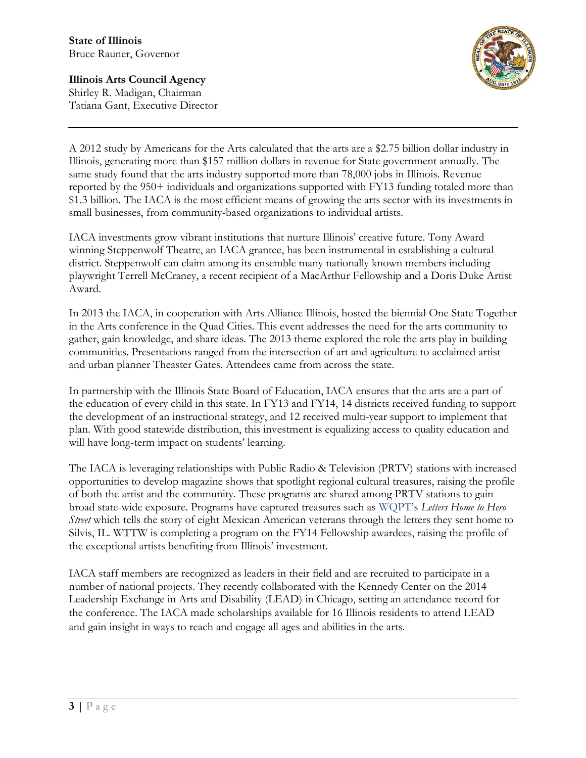**State of Illinois**
Bruce Rauner, Governor

**Illinois Arts Council Agency**
Shirley R. Madigan, Chairman
Tatiana Gant, Executive Director

---

A 2012 study by Americans for the Arts calculated that the arts are a $2.75 billion dollar industry in Illinois, generating more than $157 million dollars in revenue for State government annually. The same study found that the arts industry supported more than 78,000 jobs in Illinois. Revenue reported by the 950+ individuals and organizations supported with FY13 funding totaled more than $1.3 billion. The IACA is the most efficient means of growing the arts sector with its investments in small businesses, from community-based organizations to individual artists.

IACA investments grow vibrant institutions that nurture Illinois' creative future. Tony Award winning Steppenwolf Theatre, an IACA grantee, has been instrumental in establishing a cultural district. Steppenwolf can claim among its ensemble many nationally known members including playwright Terrell McCraney, a recent recipient of a MacArthur Fellowship and a Doris Duke Artist Award.

In 2013 the IACA, in cooperation with Arts Alliance Illinois, hosted the biennial One State Together in the Arts conference in the Quad Cities. This event addresses the need for the arts community to gather, gain knowledge, and share ideas. The 2013 theme explored the role the arts play in building communities. Presentations ranged from the intersection of art and agriculture to acclaimed artist and urban planner Theaster Gates. Attendees came from across the state.

In partnership with the Illinois State Board of Education, IACA ensures that the arts are a part of the education of every child in this state. In FY13 and FY14, 14 districts received funding to support the development of an instructional strategy, and 12 received multi-year support to implement that plan. With good statewide distribution, this investment is equalizing access to quality education and will have long-term impact on students' learning.

The IACA is leveraging relationships with Public Radio & Television (PRTV) stations with increased opportunities to develop magazine shows that spotlight regional cultural treasures, raising the profile of both the artist and the community. These programs are shared among PRTV stations to gain broad state-wide exposure. Programs have captured treasures such as WQPT's *Letters Home to Hero Street* which tells the story of eight Mexican American veterans through the letters they sent home to Silvis, IL. WTTW is completing a program on the FY14 Fellowship awardees, raising the profile of the exceptional artists benefiting from Illinois' investment.

IACA staff members are recognized as leaders in their field and are recruited to participate in a number of national projects. They recently collaborated with the Kennedy Center on the 2014 Leadership Exchange in Arts and Disability (LEAD) in Chicago, setting an attendance record for the conference. The IACA made scholarships available for 16 Illinois residents to attend LEAD and gain insight in ways to reach and engage all ages and abilities in the arts.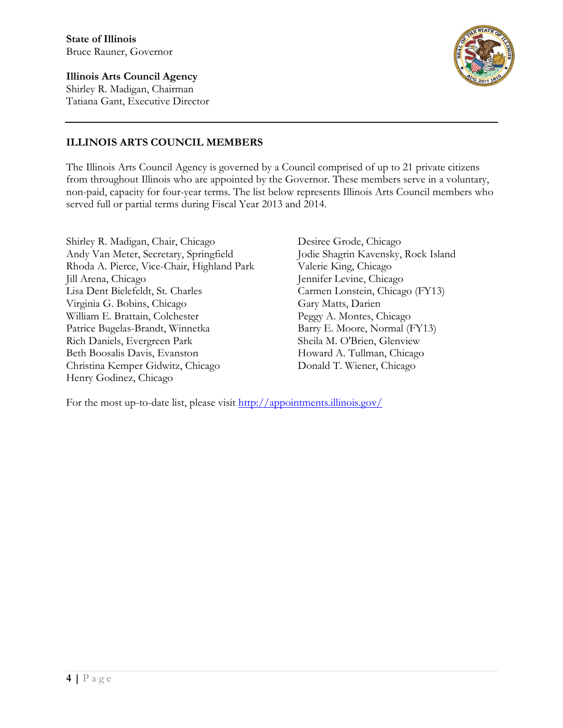**State of Illinois**
Bruce Rauner, Governor

**Illinois Arts Council Agency**
Shirley R. Madigan, Chairman
Tatiana Gant, Executive Director

---

**ILLINOIS ARTS COUNCIL MEMBERS**

The Illinois Arts Council Agency is governed by a Council comprised of up to 21 private citizens from throughout Illinois who are appointed by the Governor. These members serve in a voluntary, non-paid, capacity for four-year terms. The list below represents Illinois Arts Council members who served full or partial terms during Fiscal Year 2013 and 2014.

Shirley R. Madigan, Chair, Chicago
Andy Van Meter, Secretary, Springfield
Rhoda A. Pierce, Vice-Chair, Highland Park
Jill Arena, Chicago
Lisa Dent Bielefeldt, St. Charles
Virginia G. Bobins, Chicago
William E. Brattain, Colchester
Patrice Bugelas-Brandt, Winnetka
Rich Daniels, Evergreen Park
Beth Boosalis Davis, Evanston
Christina Kemper Gidwitz, Chicago
Henry Godinez, Chicago
Desiree Grode, Chicago
Jodie Shagrin Kavensky, Rock Island
Valerie King, Chicago
Jennifer Levine, Chicago
Carmen Lonstein, Chicago (FY13)
Gary Matts, Darien
Peggy A. Montes, Chicago
Barry E. Moore, Normal (FY13)
Sheila M. O'Brien, Glenview
Howard A. Tullman, Chicago
Donald T. Wiener, Chicago

For the most up-to-date list, please visit http://appointments.illinois.gov/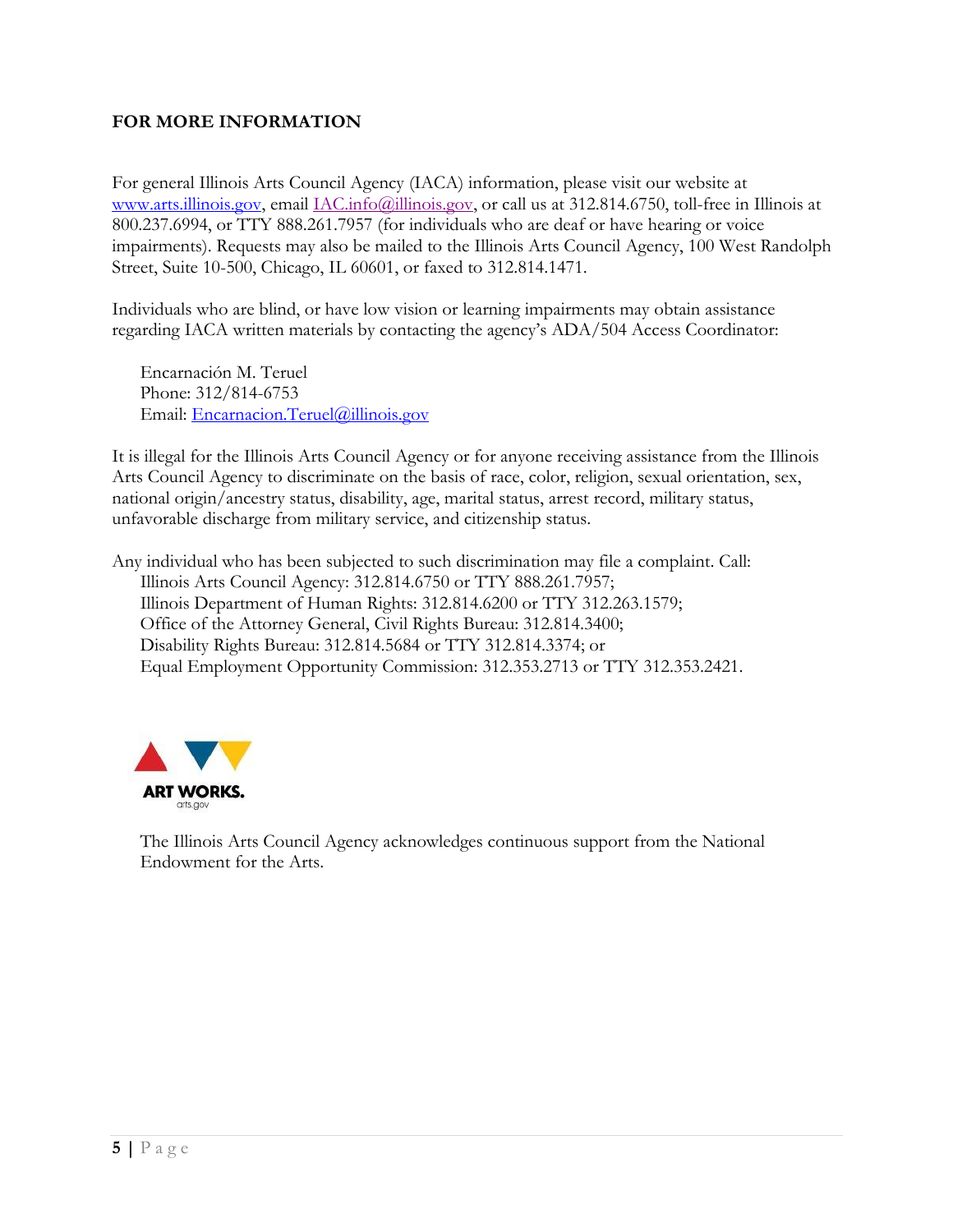## FOR MORE INFORMATION

For general Illinois Arts Council Agency (IACA) information, please visit our website at www.arts.illinois.gov, email IAC.info@illinois.gov, or call us at 312.814.6750, toll-free in Illinois at 800.237.6994, or TTY 888.261.7957 (for individuals who are deaf or have hearing or voice impairments). Requests may also be mailed to the Illinois Arts Council Agency, 100 West Randolph Street, Suite 10-500, Chicago, IL 60601, or faxed to 312.814.1471.

Individuals who are blind, or have low vision or learning impairments may obtain assistance regarding IACA written materials by contacting the agency's ADA/504 Access Coordinator:

Encarnación M. Teruel
Phone: 312/814-6753
Email: Encarnacion.Teruel@illinois.gov

It is illegal for the Illinois Arts Council Agency or for anyone receiving assistance from the Illinois Arts Council Agency to discriminate on the basis of race, color, religion, sexual orientation, sex, national origin/ancestry status, disability, age, marital status, arrest record, military status, unfavorable discharge from military service, and citizenship status.

Any individual who has been subjected to such discrimination may file a complaint. Call:
Illinois Arts Council Agency: 312.814.6750 or TTY 888.261.7957;
Illinois Department of Human Rights: 312.814.6200 or TTY 312.263.1579;
Office of the Attorney General, Civil Rights Bureau: 312.814.3400;
Disability Rights Bureau: 312.814.5684 or TTY 312.814.3374; or
Equal Employment Opportunity Commission: 312.353.2713 or TTY 312.353.2421.

ART WORKS.
arts.gov

The Illinois Arts Council Agency acknowledges continuous support from the National Endowment for the Arts.